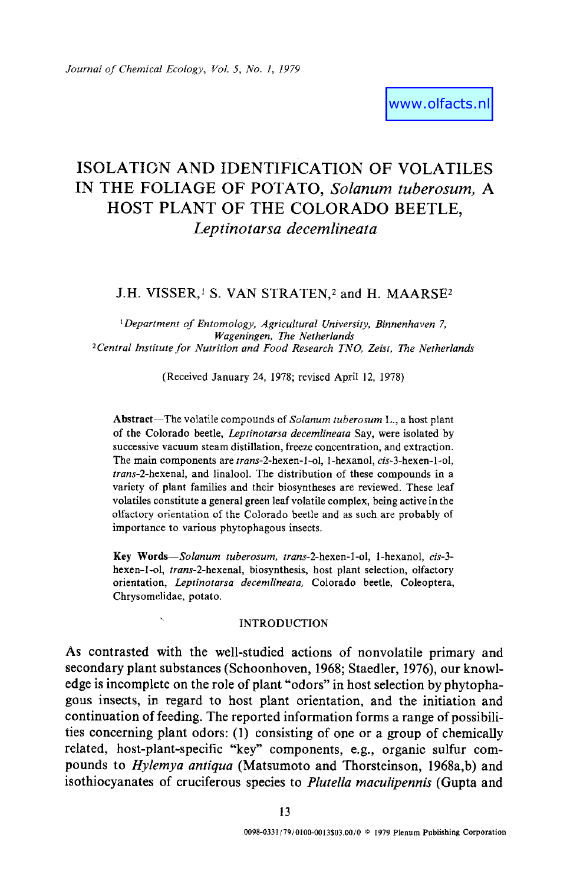# ISOLATION AND IDENTIFICATION OF VOLATILES IN THE FOLIAGE OF POTATO, *Solanum tuberosum*, A HOST PLANT OF THE COLORADO BEETLE, *Leptinotarsa decemlineata*

J.H. VISSER,[1] S. VAN STRATEN,[2] and H. MAARSE[2]

[1]*Department of Entomology, Agricultural University, Binnenhaven 7, Wageningen, The Netherlands*
[2]*Central Institute for Nutrition and Food Research TNO, Zeist, The Netherlands*

(Received January 24, 1978; revised April 12, 1978)

**Abstract**—The volatile compounds of *Solanum tuberosum* L., a host plant of the Colorado beetle, *Leptinotarsa decemlineata* Say, were isolated by successive vacuum steam distillation, freeze concentration, and extraction. The main components are *trans*-2-hexen-1-ol, 1-hexanol, *cis*-3-hexen-1-ol, *trans*-2-hexenal, and linalool. The distribution of these compounds in a variety of plant families and their biosyntheses are reviewed. These leaf volatiles constitute a general green leaf volatile complex, being active in the olfactory orientation of the Colorado beetle and as such are probably of importance to various phytophagous insects.

**Key Words**—*Solanum tuberosum*, *trans*-2-hexen-1-ol, 1-hexanol, *cis*-3-hexen-1-ol, *trans*-2-hexenal, biosynthesis, host plant selection, olfactory orientation, *Leptinotarsa decemlineata*, Colorado beetle, Coleoptera, Chrysomelidae, potato.

## INTRODUCTION

As contrasted with the well-studied actions of nonvolatile primary and secondary plant substances (Schoonhoven, 1968; Staedler, 1976), our knowledge is incomplete on the role of plant "odors" in host selection by phytophagous insects, in regard to host plant orientation, and the initiation and continuation of feeding. The reported information forms a range of possibilities concerning plant odors: (1) consisting of one or a group of chemically related, host-plant-specific "key" components, e.g., organic sulfur compounds to *Hylemya antiqua* (Matsumoto and Thorsteinson, 1968a,b) and isothiocyanates of cruciferous species to *Plutella maculipennis* (Gupta and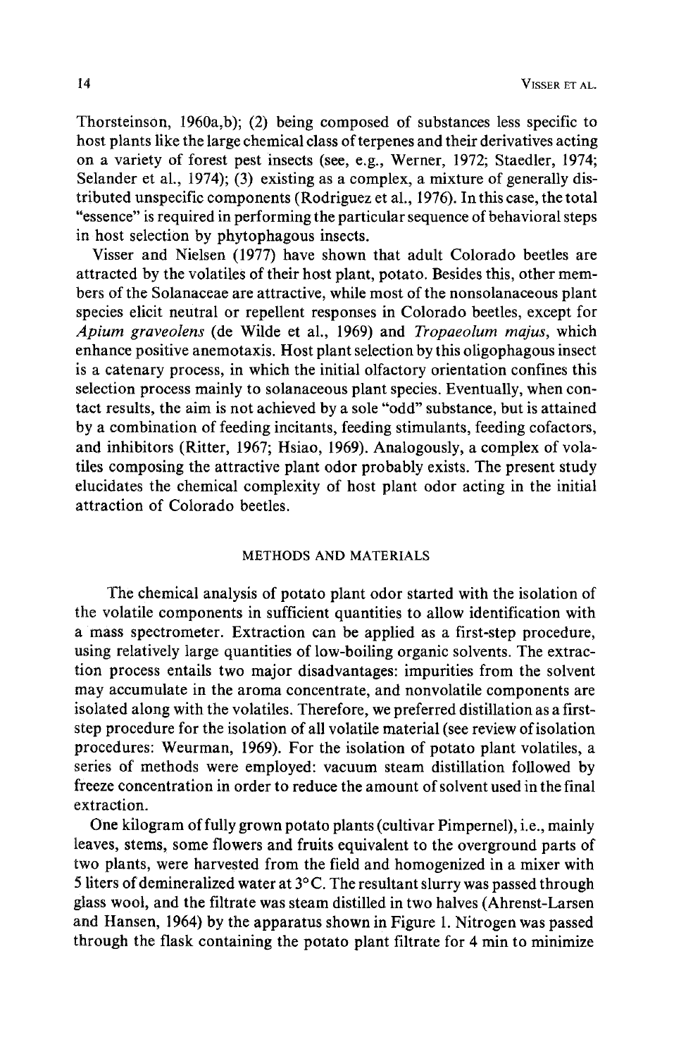Thorsteinson, 1960a,b); (2) being composed of substances less specific to host plants like the large chemical class of terpenes and their derivatives acting on a variety of forest pest insects (see, e.g., Werner, 1972; Staedler, 1974; Selander et al., 1974); (3) existing as a complex, a mixture of generally distributed unspecific components (Rodriguez et al., 1976). In this case, the total "essence" is required in performing the particular sequence of behavioral steps in host selection by phytophagous insects.

Visser and Nielsen (1977) have shown that adult Colorado beetles are attracted by the volatiles of their host plant, potato. Besides this, other members of the Solanaceae are attractive, while most of the nonsolanaceous plant species elicit neutral or repellent responses in Colorado beetles, except for *Apium graveolens* (de Wilde et al., 1969) and *Tropaeolum majus*, which enhance positive anemotaxis. Host plant selection by this oligophagous insect is a catenary process, in which the initial olfactory orientation confines this selection process mainly to solanaceous plant species. Eventually, when contact results, the aim is not achieved by a sole "odd" substance, but is attained by a combination of feeding incitants, feeding stimulants, feeding cofactors, and inhibitors (Ritter, 1967; Hsiao, 1969). Analogously, a complex of volatiles composing the attractive plant odor probably exists. The present study elucidates the chemical complexity of host plant odor acting in the initial attraction of Colorado beetles.

## METHODS AND MATERIALS

The chemical analysis of potato plant odor started with the isolation of the volatile components in sufficient quantities to allow identification with a mass spectrometer. Extraction can be applied as a first-step procedure, using relatively large quantities of low-boiling organic solvents. The extraction process entails two major disadvantages: impurities from the solvent may accumulate in the aroma concentrate, and nonvolatile components are isolated along with the volatiles. Therefore, we preferred distillation as a first-step procedure for the isolation of all volatile material (see review of isolation procedures: Weurman, 1969). For the isolation of potato plant volatiles, a series of methods were employed: vacuum steam distillation followed by freeze concentration in order to reduce the amount of solvent used in the final extraction.

One kilogram of fully grown potato plants (cultivar Pimpernel), i.e., mainly leaves, stems, some flowers and fruits equivalent to the overground parts of two plants, were harvested from the field and homogenized in a mixer with 5 liters of demineralized water at 3° C. The resultant slurry was passed through glass wool, and the filtrate was steam distilled in two halves (Ahrenst-Larsen and Hansen, 1964) by the apparatus shown in Figure 1. Nitrogen was passed through the flask containing the potato plant filtrate for 4 min to minimize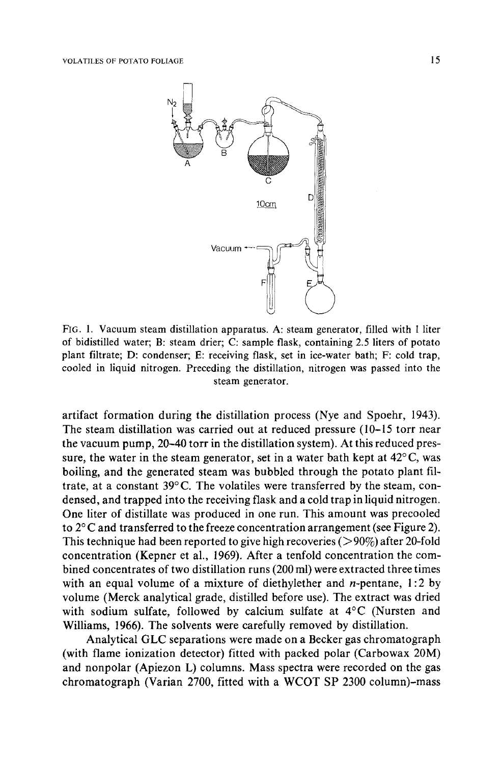FIG. 1. Vacuum steam distillation apparatus. A: steam generator, filled with 1 liter of bidistilled water; B: steam drier; C: sample flask, containing 2.5 liters of potato plant filtrate; D: condenser; E: receiving flask, set in ice-water bath; F: cold trap, cooled in liquid nitrogen. Preceding the distillation, nitrogen was passed into the steam generator.

artifact formation during the distillation process (Nye and Spoehr, 1943). The steam distillation was carried out at reduced pressure (10–15 torr near the vacuum pump, 20–40 torr in the distillation system). At this reduced pressure, the water in the steam generator, set in a water bath kept at 42° C, was boiling, and the generated steam was bubbled through the potato plant filtrate, at a constant 39° C. The volatiles were transferred by the steam, condensed, and trapped into the receiving flask and a cold trap in liquid nitrogen. One liter of distillate was produced in one run. This amount was precooled to 2° C and transferred to the freeze concentration arrangement (see Figure 2). This technique had been reported to give high recoveries (>90%) after 20-fold concentration (Kepner et al., 1969). After a tenfold concentration the combined concentrates of two distillation runs (200 ml) were extracted three times with an equal volume of a mixture of diethylether and *n*-pentane, 1:2 by volume (Merck analytical grade, distilled before use). The extract was dried with sodium sulfate, followed by calcium sulfate at 4°C (Nursten and Williams, 1966). The solvents were carefully removed by distillation.

Analytical GLC separations were made on a Becker gas chromatograph (with flame ionization detector) fitted with packed polar (Carbowax 20M) and nonpolar (Apiezon L) columns. Mass spectra were recorded on the gas chromatograph (Varian 2700, fitted with a WCOT SP 2300 column)–mass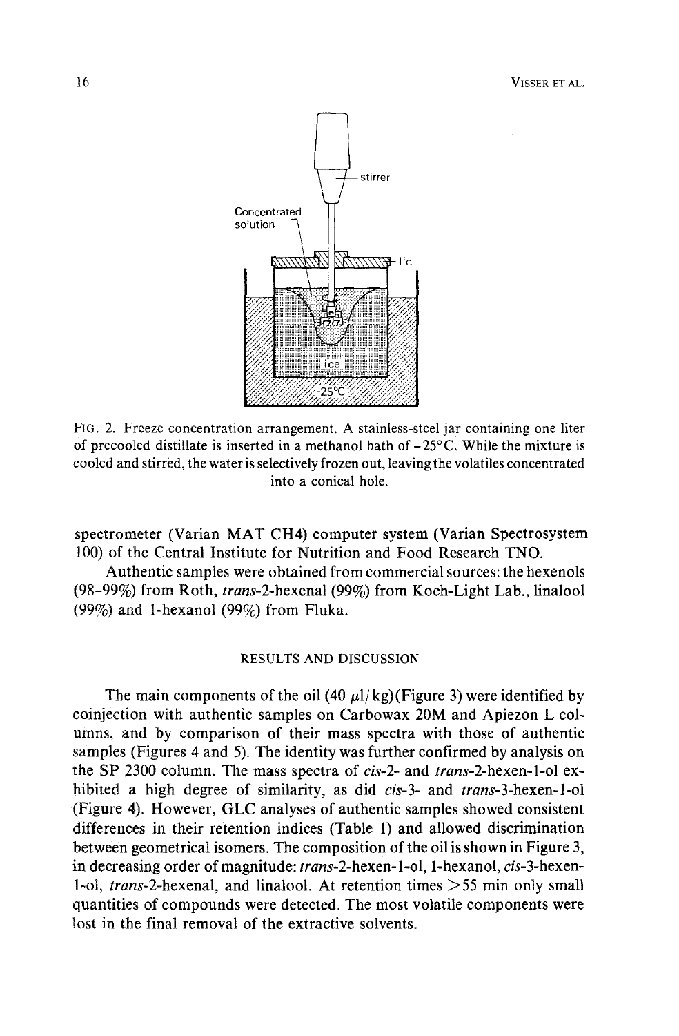FIG. 2. Freeze concentration arrangement. A stainless-steel jar containing one liter of precooled distillate is inserted in a methanol bath of −25°C. While the mixture is cooled and stirred, the water is selectively frozen out, leaving the volatiles concentrated into a conical hole.

spectrometer (Varian MAT CH4) computer system (Varian Spectrosystem 100) of the Central Institute for Nutrition and Food Research TNO.

Authentic samples were obtained from commercial sources: the hexenols (98–99%) from Roth, *trans*-2-hexenal (99%) from Koch-Light Lab., linalool (99%) and 1-hexanol (99%) from Fluka.

## RESULTS AND DISCUSSION

The main components of the oil (40 μl/kg)(Figure 3) were identified by coinjection with authentic samples on Carbowax 20M and Apiezon L columns, and by comparison of their mass spectra with those of authentic samples (Figures 4 and 5). The identity was further confirmed by analysis on the SP 2300 column. The mass spectra of *cis*-2- and *trans*-2-hexen-1-ol exhibited a high degree of similarity, as did *cis*-3- and *trans*-3-hexen-1-ol (Figure 4). However, GLC analyses of authentic samples showed consistent differences in their retention indices (Table 1) and allowed discrimination between geometrical isomers. The composition of the oil is shown in Figure 3, in decreasing order of magnitude: *trans*-2-hexen-1-ol, 1-hexanol, *cis*-3-hexen-1-ol, *trans*-2-hexenal, and linalool. At retention times >55 min only small quantities of compounds were detected. The most volatile components were lost in the final removal of the extractive solvents.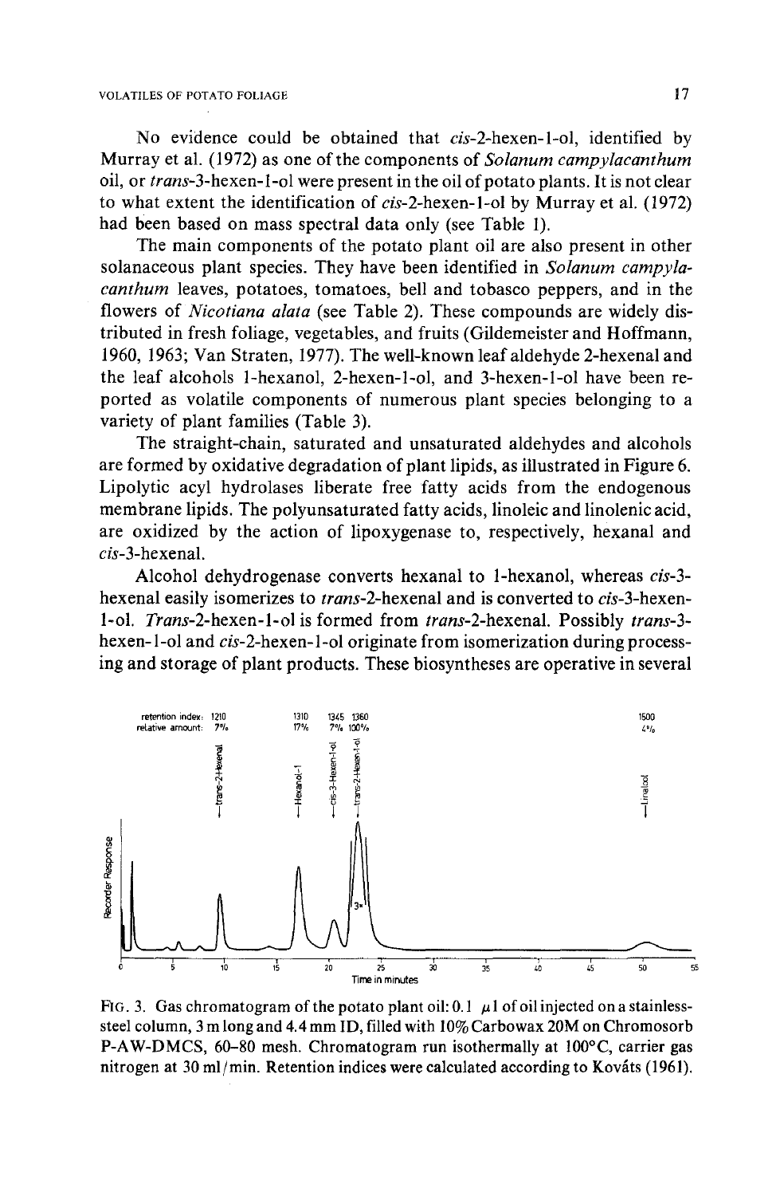No evidence could be obtained that *cis*-2-hexen-1-ol, identified by Murray et al. (1972) as one of the components of *Solanum campylacanthum* oil, or *trans*-3-hexen-1-ol were present in the oil of potato plants. It is not clear to what extent the identification of *cis*-2-hexen-1-ol by Murray et al. (1972) had been based on mass spectral data only (see Table 1).

The main components of the potato plant oil are also present in other solanaceous plant species. They have been identified in *Solanum campylacanthum* leaves, potatoes, tomatoes, bell and tobasco peppers, and in the flowers of *Nicotiana alata* (see Table 2). These compounds are widely distributed in fresh foliage, vegetables, and fruits (Gildemeister and Hoffmann, 1960, 1963; Van Straten, 1977). The well-known leaf aldehyde 2-hexenal and the leaf alcohols 1-hexanol, 2-hexen-1-ol, and 3-hexen-1-ol have been reported as volatile components of numerous plant species belonging to a variety of plant families (Table 3).

The straight-chain, saturated and unsaturated aldehydes and alcohols are formed by oxidative degradation of plant lipids, as illustrated in Figure 6. Lipolytic acyl hydrolases liberate free fatty acids from the endogenous membrane lipids. The polyunsaturated fatty acids, linoleic and linolenic acid, are oxidized by the action of lipoxygenase to, respectively, hexanal and *cis*-3-hexenal.

Alcohol dehydrogenase converts hexanal to 1-hexanol, whereas *cis*-3-hexenal easily isomerizes to *trans*-2-hexenal and is converted to *cis*-3-hexen-1-ol. *Trans*-2-hexen-1-ol is formed from *trans*-2-hexenal. Possibly *trans*-3-hexen-1-ol and *cis*-2-hexen-1-ol originate from isomerization during processing and storage of plant products. These biosyntheses are operative in several

| retention index: | 1210 | 1310 | 1345 | 1360 | 1500 |
|---|---|---|---|---|---|
| relative amount: | 7% | 17% | 7% | 100% | 4% |
| | trans-2-Hexenal | Hexanol-1 | cis-3-Hexen-1-ol | trans-2-Hexen-1-ol | Linalool |

FIG. 3. Gas chromatogram of the potato plant oil: 0.1 μl of oil injected on a stainless-steel column, 3 m long and 4.4 mm ID, filled with 10% Carbowax 20M on Chromosorb P-AW-DMCS, 60–80 mesh. Chromatogram run isothermally at 100°C, carrier gas nitrogen at 30 ml/min. Retention indices were calculated according to Kováts (1961).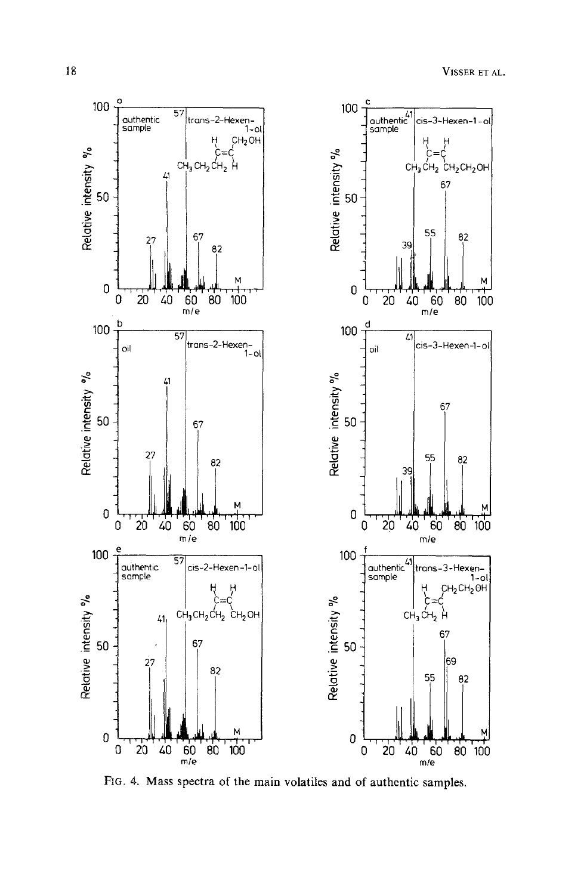FIG. 4. Mass spectra of the main volatiles and of authentic samples.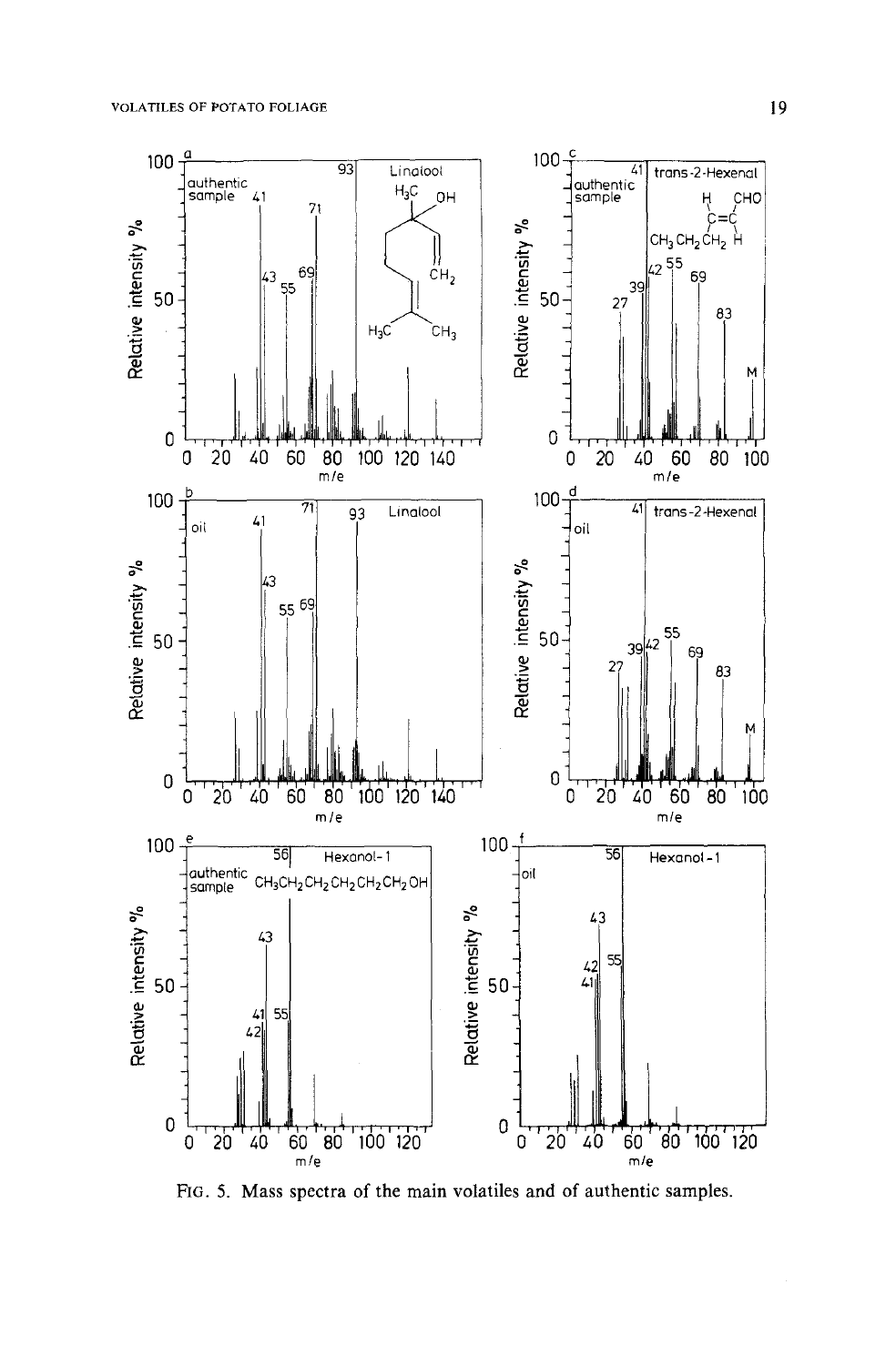FIG. 5. Mass spectra of the main volatiles and of authentic samples.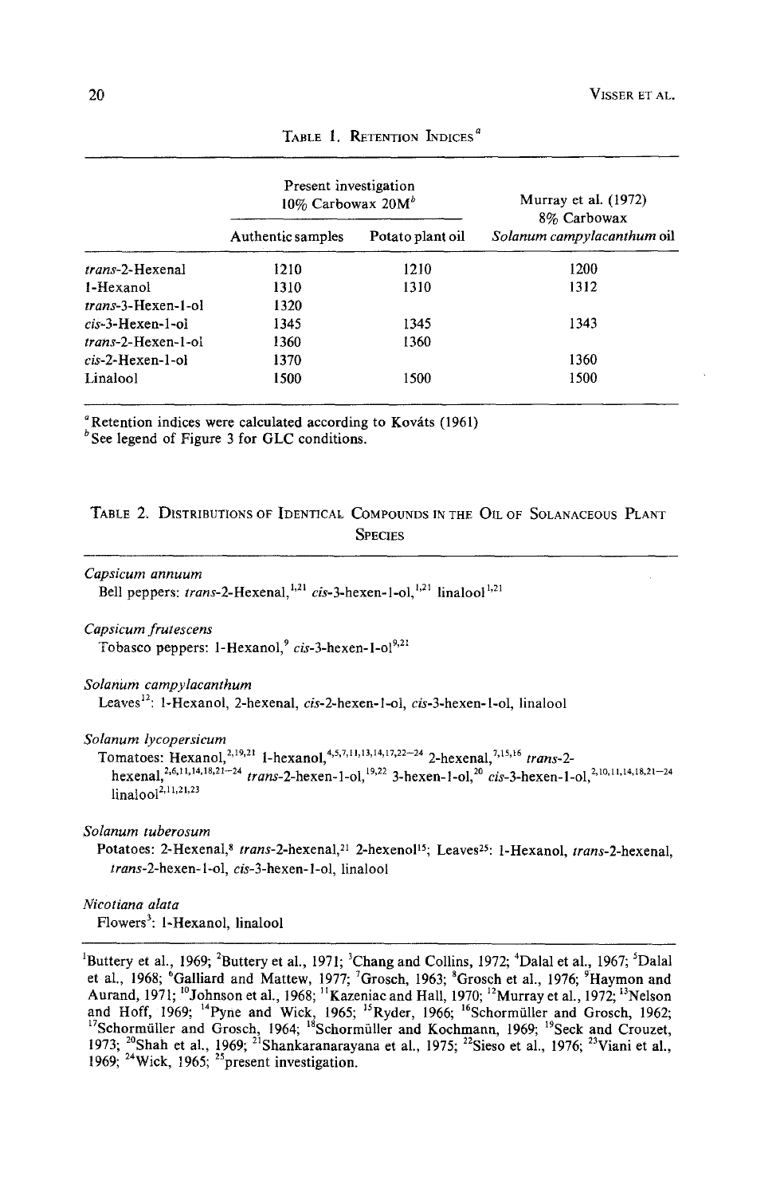TABLE 1. RETENTION INDICES[a]

| | Present investigation 10% Carbowax 20M[b] | | Murray et al. (1972) 8% Carbowax |
|---|---|---|---|
| | Authentic samples | Potato plant oil | *Solanum campylacanthum* oil |
| *trans*-2-Hexenal | 1210 | 1210 | 1200 |
| 1-Hexanol | 1310 | 1310 | 1312 |
| *trans*-3-Hexen-1-ol | 1320 | | |
| *cis*-3-Hexen-1-ol | 1345 | 1345 | 1343 |
| *trans*-2-Hexen-1-ol | 1360 | 1360 | |
| *cis*-2-Hexen-1-ol | 1370 | | 1360 |
| Linalool | 1500 | 1500 | 1500 |

[a] Retention indices were calculated according to Kováts (1961)
[b] See legend of Figure 3 for GLC conditions.

TABLE 2. DISTRIBUTIONS OF IDENTICAL COMPOUNDS IN THE OIL OF SOLANACEOUS PLANT SPECIES

*Capsicum annuum*
Bell peppers: *trans*-2-Hexenal,[1,21] *cis*-3-hexen-1-ol,[1,21] linalool[1,21]

*Capsicum frutescens*
Tobasco peppers: 1-Hexanol,[9] *cis*-3-hexen-1-ol[9,21]

*Solanum campylacanthum*
Leaves[12]: 1-Hexanol, 2-hexenal, *cis*-2-hexen-1-ol, *cis*-3-hexen-1-ol, linalool

*Solanum lycopersicum*
Tomatoes: Hexanol,[2,19,21] 1-hexanol,[4,5,7,11,13,14,17,22–24] 2-hexenal,[7,15,16] *trans*-2-hexenal,[2,6,11,14,18,21–24] *trans*-2-hexen-1-ol,[19,22] 3-hexen-1-ol,[20] *cis*-3-hexen-1-ol,[2,10,11,14,18,21–24] linalool[2,11,21,23]

*Solanum tuberosum*
Potatoes: 2-Hexenal,[8] *trans*-2-hexenal,[21] 2-hexenol[15]; Leaves[25]: 1-Hexanol, *trans*-2-hexenal, *trans*-2-hexen-1-ol, *cis*-3-hexen-1-ol, linalool

*Nicotiana alata*
Flowers[3]: 1-Hexanol, linalool

[1] Buttery et al., 1969; [2] Buttery et al., 1971; [3] Chang and Collins, 1972; [4] Dalal et al., 1967; [5] Dalal et al., 1968; [6] Galliard and Mattew, 1977; [7] Grosch, 1963; [8] Grosch et al., 1976; [9] Haymon and Aurand, 1971; [10] Johnson et al., 1968; [11] Kazeniac and Hall, 1970; [12] Murray et al., 1972; [13] Nelson and Hoff, 1969; [14] Pyne and Wick, 1965; [15] Ryder, 1966; [16] Schormüller and Grosch, 1962; [17] Schormüller and Grosch, 1964; [18] Schormüller and Kochmann, 1969; [19] Seck and Crouzet, 1973; [20] Shah et al., 1969; [21] Shankaranarayana et al., 1975; [22] Sieso et al., 1976; [23] Viani et al., 1969; [24] Wick, 1965; [25] present investigation.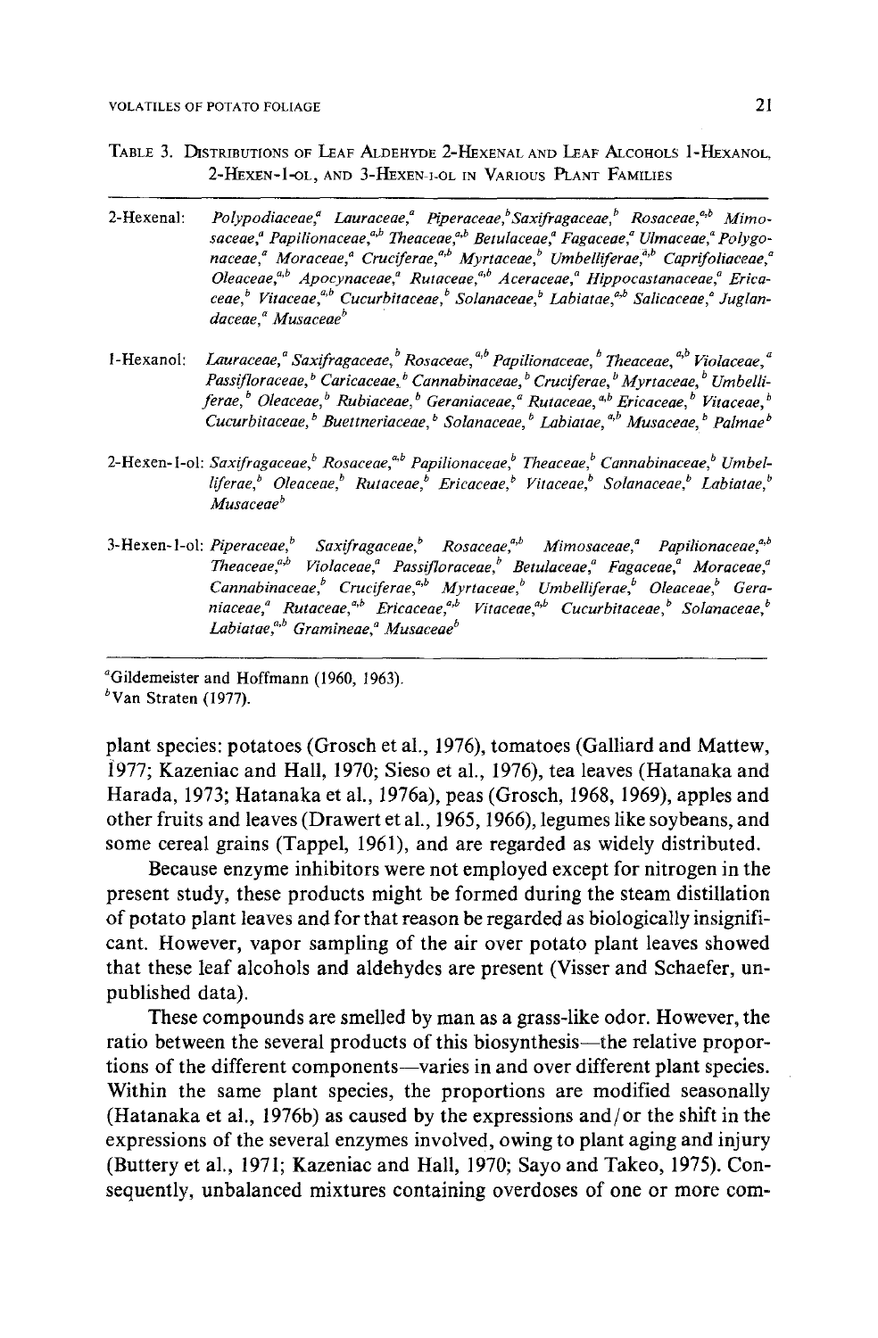TABLE 3. DISTRIBUTIONS OF LEAF ALDEHYDE 2-HEXENAL AND LEAF ALCOHOLS 1-HEXANOL, 2-HEXEN-1-OL, AND 3-HEXEN-1-OL IN VARIOUS PLANT FAMILIES

| Compound | Plant families |
| --- | --- |
| 2-Hexenal: | *Polypodiaceae*,[a] *Lauraceae*,[a] *Piperaceae*,[b] *Saxifragaceae*,[b] *Rosaceae*,[a,b] *Mimosaceae*,[a] *Papilionaceae*,[a,b] *Theaceae*,[a,b] *Betulaceae*,[a] *Fagaceae*,[a] *Ulmaceae*,[a] *Polygonaceae*,[a] *Moraceae*,[a] *Cruciferae*,[a,b] *Myrtaceae*,[b] *Umbelliferae*,[a,b] *Caprifoliaceae*,[a] *Oleaceae*,[a,b] *Apocynaceae*,[a] *Rutaceae*,[a,b] *Aceraceae*,[a] *Hippocastanaceae*,[a] *Ericaceae*,[b] *Vitaceae*,[a,b] *Cucurbitaceae*,[b] *Solanaceae*,[b] *Labiatae*,[a,b] *Salicaceae*,[a] *Juglandaceae*,[a] *Musaceae*[b] |
| 1-Hexanol: | *Lauraceae*,[a] *Saxifragaceae*,[b] *Rosaceae*,[a,b] *Papilionaceae*,[b] *Theaceae*,[a,b] *Violaceae*,[a] *Passifloraceae*,[b] *Caricaceae*,[b] *Cannabinaceae*,[b] *Cruciferae*,[b] *Myrtaceae*,[b] *Umbelliferae*,[b] *Oleaceae*,[b] *Rubiaceae*,[b] *Geraniaceae*,[a] *Rutaceae*,[a,b] *Ericaceae*,[b] *Vitaceae*,[b] *Cucurbitaceae*,[b] *Buettneriaceae*,[b] *Solanaceae*,[b] *Labiatae*,[a,b] *Musaceae*,[b] *Palmae*[b] |
| 2-Hexen-1-ol: | *Saxifragaceae*,[b] *Rosaceae*,[a,b] *Papilionaceae*,[b] *Theaceae*,[b] *Cannabinaceae*,[b] *Umbelliferae*,[b] *Oleaceae*,[b] *Rutaceae*,[b] *Ericaceae*,[b] *Vitaceae*,[b] *Solanaceae*,[b] *Labiatae*,[b] *Musaceae*[b] |
| 3-Hexen-1-ol: | *Piperaceae*,[b] *Saxifragaceae*,[b] *Rosaceae*,[a,b] *Mimosaceae*,[a] *Papilionaceae*,[a,b] *Theaceae*,[a,b] *Violaceae*,[a] *Passifloraceae*,[b] *Betulaceae*,[a] *Fagaceae*,[a] *Moraceae*,[a] *Cannabinaceae*,[b] *Cruciferae*,[a,b] *Myrtaceae*,[b] *Umbelliferae*,[b] *Oleaceae*,[b] *Geraniaceae*,[a] *Rutaceae*,[a,b] *Ericaceae*,[a,b] *Vitaceae*,[a,b] *Cucurbitaceae*,[b] *Solanaceae*,[b] *Labiatae*,[a,b] *Gramineae*,[a] *Musaceae*[b] |

[a] Gildemeister and Hoffmann (1960, 1963).
[b] Van Straten (1977).

plant species: potatoes (Grosch et al., 1976), tomatoes (Galliard and Mattew, 1977; Kazeniac and Hall, 1970; Sieso et al., 1976), tea leaves (Hatanaka and Harada, 1973; Hatanaka et al., 1976a), peas (Grosch, 1968, 1969), apples and other fruits and leaves (Drawert et al., 1965, 1966), legumes like soybeans, and some cereal grains (Tappel, 1961), and are regarded as widely distributed.

Because enzyme inhibitors were not employed except for nitrogen in the present study, these products might be formed during the steam distillation of potato plant leaves and for that reason be regarded as biologically insignificant. However, vapor sampling of the air over potato plant leaves showed that these leaf alcohols and aldehydes are present (Visser and Schaefer, unpublished data).

These compounds are smelled by man as a grass-like odor. However, the ratio between the several products of this biosynthesis—the relative proportions of the different components—varies in and over different plant species. Within the same plant species, the proportions are modified seasonally (Hatanaka et al., 1976b) as caused by the expressions and/or the shift in the expressions of the several enzymes involved, owing to plant aging and injury (Buttery et al., 1971; Kazeniac and Hall, 1970; Sayo and Takeo, 1975). Consequently, unbalanced mixtures containing overdoses of one or more com-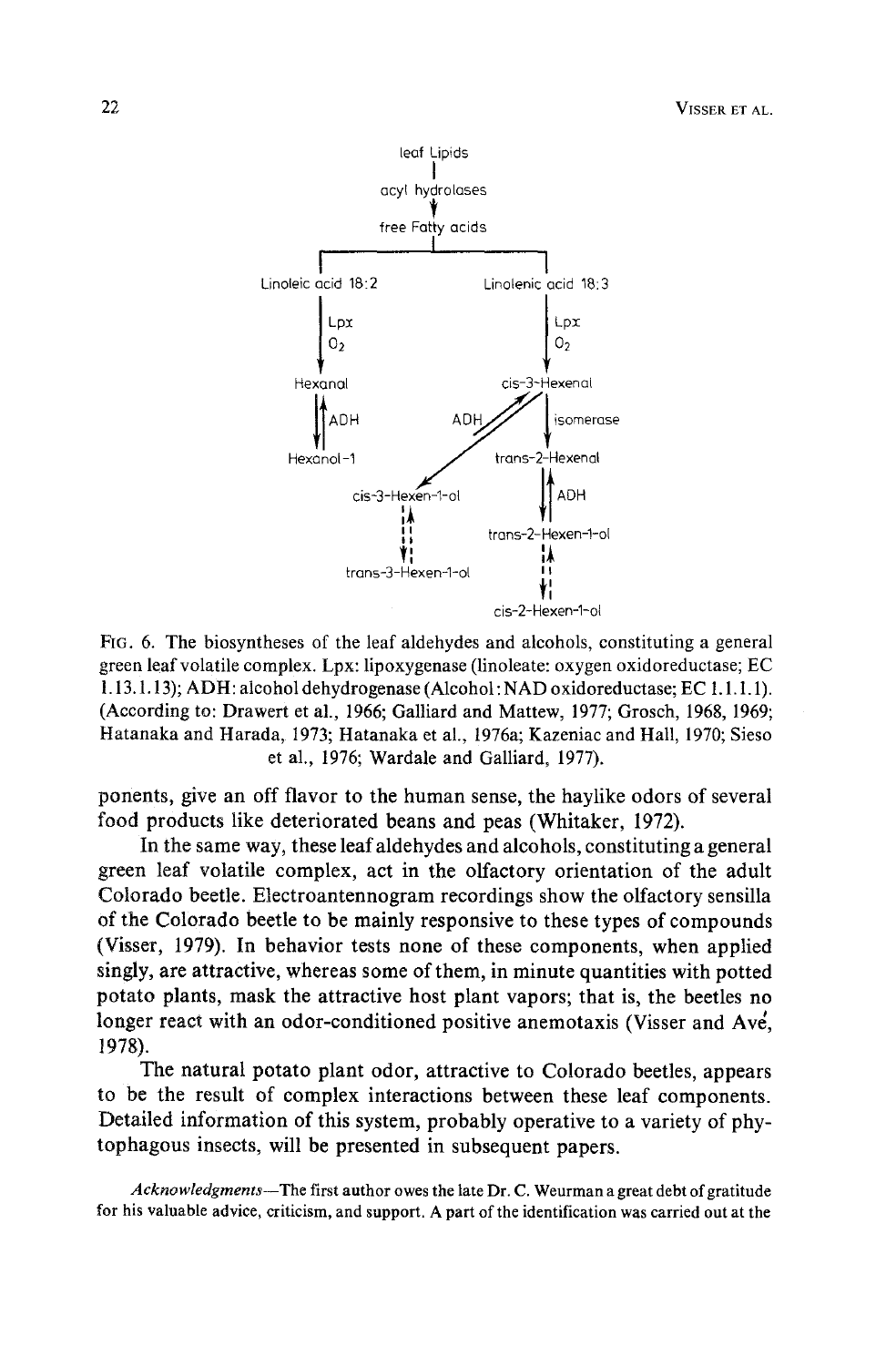leaf Lipids
acyl hydrolases
free Fatty acids

Linoleic acid 18:2 — Lpx, $O_2$ → Hexanal ⇌ (ADH) Hexanol-1

Linolenic acid 18:3 — Lpx, $O_2$ → cis-3-Hexenal ⇌ (ADH) cis-3-Hexen-1-ol ⇢ trans-3-Hexen-1-ol

cis-3-Hexenal → (isomerase) trans-2-Hexenal ⇌ (ADH) trans-2-Hexen-1-ol ⇢ cis-2-Hexen-1-ol

FIG. 6. The biosyntheses of the leaf aldehydes and alcohols, constituting a general green leaf volatile complex. Lpx: lipoxygenase (linoleate: oxygen oxidoreductase; EC 1.13.1.13); ADH: alcohol dehydrogenase (Alcohol: NAD oxidoreductase; EC 1.1.1.1). (According to: Drawert et al., 1966; Galliard and Mattew, 1977; Grosch, 1968, 1969; Hatanaka and Harada, 1973; Hatanaka et al., 1976a; Kazeniac and Hall, 1970; Sieso et al., 1976; Wardale and Galliard, 1977).

ponents, give an off flavor to the human sense, the haylike odors of several food products like deteriorated beans and peas (Whitaker, 1972).

In the same way, these leaf aldehydes and alcohols, constituting a general green leaf volatile complex, act in the olfactory orientation of the adult Colorado beetle. Electroantennogram recordings show the olfactory sensilla of the Colorado beetle to be mainly responsive to these types of compounds (Visser, 1979). In behavior tests none of these components, when applied singly, are attractive, whereas some of them, in minute quantities with potted potato plants, mask the attractive host plant vapors; that is, the beetles no longer react with an odor-conditioned positive anemotaxis (Visser and Avé, 1978).

The natural potato plant odor, attractive to Colorado beetles, appears to be the result of complex interactions between these leaf components. Detailed information of this system, probably operative to a variety of phytophagous insects, will be presented in subsequent papers.

*Acknowledgments*—The first author owes the late Dr. C. Weurman a great debt of gratitude for his valuable advice, criticism, and support. A part of the identification was carried out at the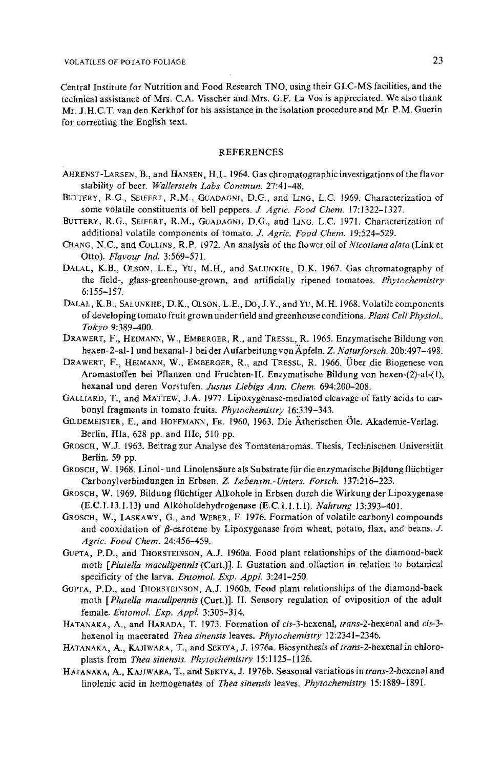Central Institute for Nutrition and Food Research TNO, using their GLC-MS facilities, and the technical assistance of Mrs. C.A. Visscher and Mrs. G.F. La Vos is appreciated. We also thank Mr. J.H.C.T. van den Kerkhof for his assistance in the isolation procedure and Mr. P.M. Guerin for correcting the English text.

## REFERENCES

AHRENST-LARSEN, B., and HANSEN, H.L. 1964. Gas chromatographic investigations of the flavor stability of beer. *Wallerstein Labs Commun.* 27:41–48.

BUTTERY, R.G., SEIFERT, R.M., GUADAGNI, D.G., and LING, L.C. 1969. Characterization of some volatile constituents of bell peppers. *J. Agric. Food Chem.* 17:1322–1327.

BUTTERY, R.G., SEIFERT, R.M., GUADAGNI, D.G., and LING, L.C. 1971. Characterization of additional volatile components of tomato. *J. Agric. Food Chem.* 19:524–529.

CHANG, N.C., and COLLINS, R.P. 1972. An analysis of the flower oil of *Nicotiana alata* (Link et Otto). *Flavour Ind.* 3:569–571.

DALAL, K.B., OLSON, L.E., YU, M.H., and SALUNKHE, D.K. 1967. Gas chromatography of the field-, glass-greenhouse-grown, and artificially ripened tomatoes. *Phytochemistry* 6:155–157.

DALAL, K.B., SALUNKHE, D.K., OLSON, L.E., DO, J.Y., and YU, M.H. 1968. Volatile components of developing tomato fruit grown under field and greenhouse conditions. *Plant Cell Physiol., Tokyo* 9:389–400.

DRAWERT, F., HEIMANN, W., EMBERGER, R., and TRESSL, R. 1965. Enzymatische Bildung von hexen-2-al-1 und hexanal-1 bei der Aufarbeitung von Äpfeln. *Z. Naturforsch.* 20b:497–498.

DRAWERT, F., HEIMANN, W., EMBERGER, R., and TRESSL, R. 1966. Über die Biogenese von Aromastoffen bei Pflanzen und Fruchten-II. Enzymatische Bildung von hexen-(2)-al-(1), hexanal und deren Vorstufen. *Justus Liebigs Ann. Chem.* 694:200–208.

GALLIARD, T., and MATTEW, J.A. 1977. Lipoxygenase-mediated cleavage of fatty acids to carbonyl fragments in tomato fruits. *Phytochemistry* 16:339–343.

GILDEMEISTER, E., and HOFFMANN, FR. 1960, 1963. Die Ätherischen Öle. Akademie-Verlag. Berlin, IIIa, 628 pp. and IIIc, 510 pp.

GROSCH, W.J. 1963. Beitrag zur Analyse des Tomatenaromas. Thesis, Technischen Universität Berlin. 59 pp.

GROSCH, W. 1968. Linol- und Linolensäure als Substrate für die enzymatische Bildung flüchtiger Carbonylverbindungen in Erbsen. *Z. Lebensm.-Unters. Forsch.* 137:216–223.

GROSCH, W. 1969. Bildung flüchtiger Alkohole in Erbsen durch die Wirkung der Lipoxygenase (E.C.1.13.1.13) und Alkoholdehydrogenase (E.C.1.1.1.1). *Nahrung* 13:393–401.

GROSCH, W., LASKAWY, G., and WEBER, F. 1976. Formation of volatile carbonyl compounds and cooxidation of $\beta$-carotene by Lipoxygenase from wheat, potato, flax, and beans. *J. Agric. Food Chem.* 24:456–459.

GUPTA, P.D., and THORSTEINSON, A.J. 1960a. Food plant relationships of the diamond-back moth [*Plutella maculipennis* (Curt.)]. I. Gustation and olfaction in relation to botanical specificity of the larva. *Entomol. Exp. Appl.* 3:241–250.

GUPTA, P.D., and THORSTEINSON, A.J. 1960b. Food plant relationships of the diamond-back moth [*Plutella maculipennis* (Curt.)]. II. Sensory regulation of oviposition of the adult female. *Entomol. Exp. Appl.* 3:305–314.

HATANAKA, A., and HARADA, T. 1973. Formation of *cis*-3-hexenal, *trans*-2-hexenal and *cis*-3-hexenol in macerated *Thea sinensis* leaves. *Phytochemistry* 12:2341–2346.

HATANAKA, A., KAJIWARA, T., and SEKIYA, J. 1976a. Biosynthesis of *trans*-2-hexenal in chloroplasts from *Thea sinensis*. *Phytochemistry* 15:1125–1126.

HATANAKA, A., KAJIWARA, T., and SEKIYA, J. 1976b. Seasonal variations in *trans*-2-hexenal and linolenic acid in homogenates of *Thea sinensis* leaves. *Phytochemistry* 15:1889–1891.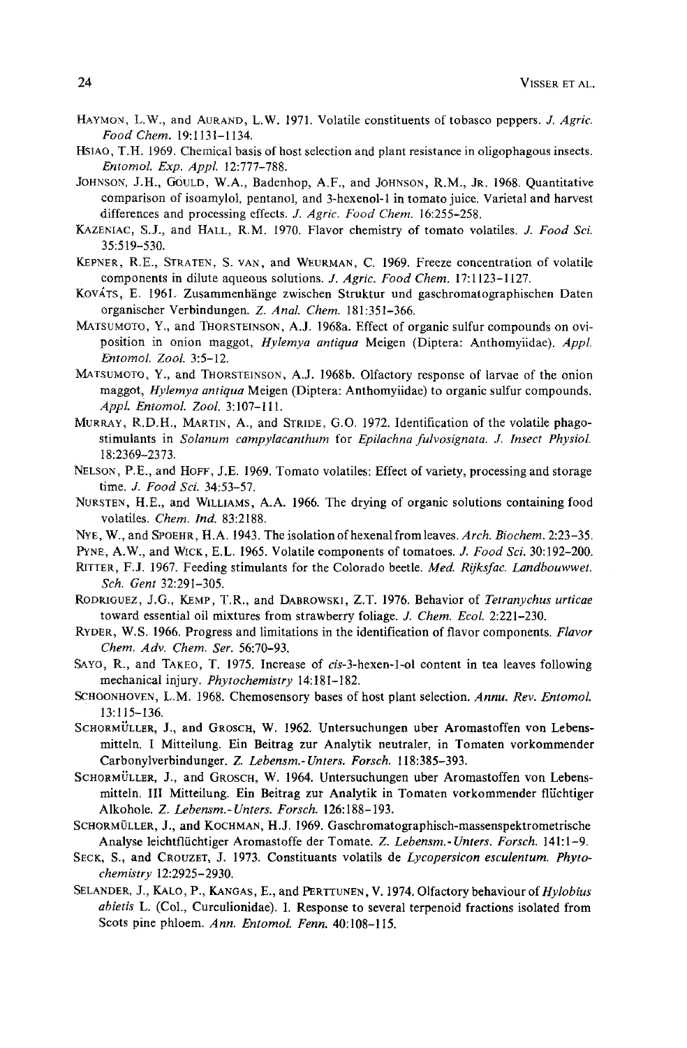HAYMON, L.W., and AURAND, L.W. 1971. Volatile constituents of tobasco peppers. *J. Agric. Food Chem.* 19:1131–1134.

HSIAO, T.H. 1969. Chemical basis of host selection and plant resistance in oligophagous insects. *Entomol. Exp. Appl.* 12:777–788.

JOHNSON, J.H., GOULD, W.A., Badenhop, A.F., and JOHNSON, R.M., JR. 1968. Quantitative comparison of isoamylol, pentanol, and 3-hexenol-1 in tomato juice. Varietal and harvest differences and processing effects. *J. Agric. Food Chem.* 16:255–258.

KAZENIAC, S.J., and HALL, R.M. 1970. Flavor chemistry of tomato volatiles. *J. Food Sci.* 35:519–530.

KEPNER, R.E., STRATEN, S. VAN, and WEURMAN, C. 1969. Freeze concentration of volatile components in dilute aqueous solutions. *J. Agric. Food Chem.* 17:1123–1127.

KOVÁTS, E. 1961. Zusammenhänge zwischen Struktur und gaschromatographischen Daten organischer Verbindungen. *Z. Anal. Chem.* 181:351–366.

MATSUMOTO, Y., and THORSTEINSON, A.J. 1968a. Effect of organic sulfur compounds on oviposition in onion maggot, *Hylemya antiqua* Meigen (Diptera: Anthomyiidae). *Appl. Entomol. Zool.* 3:5–12.

MATSUMOTO, Y., and THORSTEINSON, A.J. 1968b. Olfactory response of larvae of the onion maggot, *Hylemya antiqua* Meigen (Diptera: Anthomyiidae) to organic sulfur compounds. *Appl. Entomol. Zool.* 3:107–111.

MURRAY, R.D.H., MARTIN, A., and STRIDE, G.O. 1972. Identification of the volatile phagostimulants in *Solanum campylacanthum* for *Epilachna fulvosignata*. *J. Insect Physiol.* 18:2369–2373.

NELSON, P.E., and HOFF, J.E. 1969. Tomato volatiles: Effect of variety, processing and storage time. *J. Food Sci.* 34:53–57.

NURSTEN, H.E., and WILLIAMS, A.A. 1966. The drying of organic solutions containing food volatiles. *Chem. Ind.* 83:2188.

NYE, W., and SPOEHR, H.A. 1943. The isolation of hexenal from leaves. *Arch. Biochem.* 2:23–35.

PYNE, A.W., and WICK, E.L. 1965. Volatile components of tomatoes. *J. Food Sci.* 30:192–200.

RITTER, F.J. 1967. Feeding stimulants for the Colorado beetle. *Med. Rijksfac. Landbouwwet. Sch. Gent* 32:291–305.

RODRIGUEZ, J.G., KEMP, T.R., and DABROWSKI, Z.T. 1976. Behavior of *Tetranychus urticae* toward essential oil mixtures from strawberry foliage. *J. Chem. Ecol.* 2:221–230.

RYDER, W.S. 1966. Progress and limitations in the identification of flavor components. *Flavor Chem. Adv. Chem. Ser.* 56:70–93.

SAYO, R., and TAKEO, T. 1975. Increase of *cis*-3-hexen-1-ol content in tea leaves following mechanical injury. *Phytochemistry* 14:181–182.

SCHOONHOVEN, L.M. 1968. Chemosensory bases of host plant selection. *Annu. Rev. Entomol.* 13:115–136.

SCHORMÜLLER, J., and GROSCH, W. 1962. Untersuchungen uber Aromastoffen von Lebensmitteln. I Mitteilung. Ein Beitrag zur Analytik neutraler, in Tomaten vorkommender Carbonylverbindunger. *Z. Lebensm.-Unters. Forsch.* 118:385–393.

SCHORMÜLLER, J., and GROSCH, W. 1964. Untersuchungen uber Aromastoffen von Lebensmitteln. III Mitteilung. Ein Beitrag zur Analytik in Tomaten vorkommender flüchtiger Alkohole. *Z. Lebensm.-Unters. Forsch.* 126:188–193.

SCHORMÜLLER, J., and KOCHMAN, H.J. 1969. Gaschromatographisch-massenspektrometrische Analyse leichtflüchtiger Aromastoffe der Tomate. *Z. Lebensm.-Unters. Forsch.* 141:1–9.

SECK, S., and CROUZET, J. 1973. Constituants volatils de *Lycopersicon esculentum*. *Phytochemistry* 12:2925–2930.

SELANDER, J., KALO, P., KANGAS, E., and PERTTUNEN, V. 1974. Olfactory behaviour of *Hylobius abietis* L. (Col., Curculionidae). I. Response to several terpenoid fractions isolated from Scots pine phloem. *Ann. Entomol. Fenn.* 40:108–115.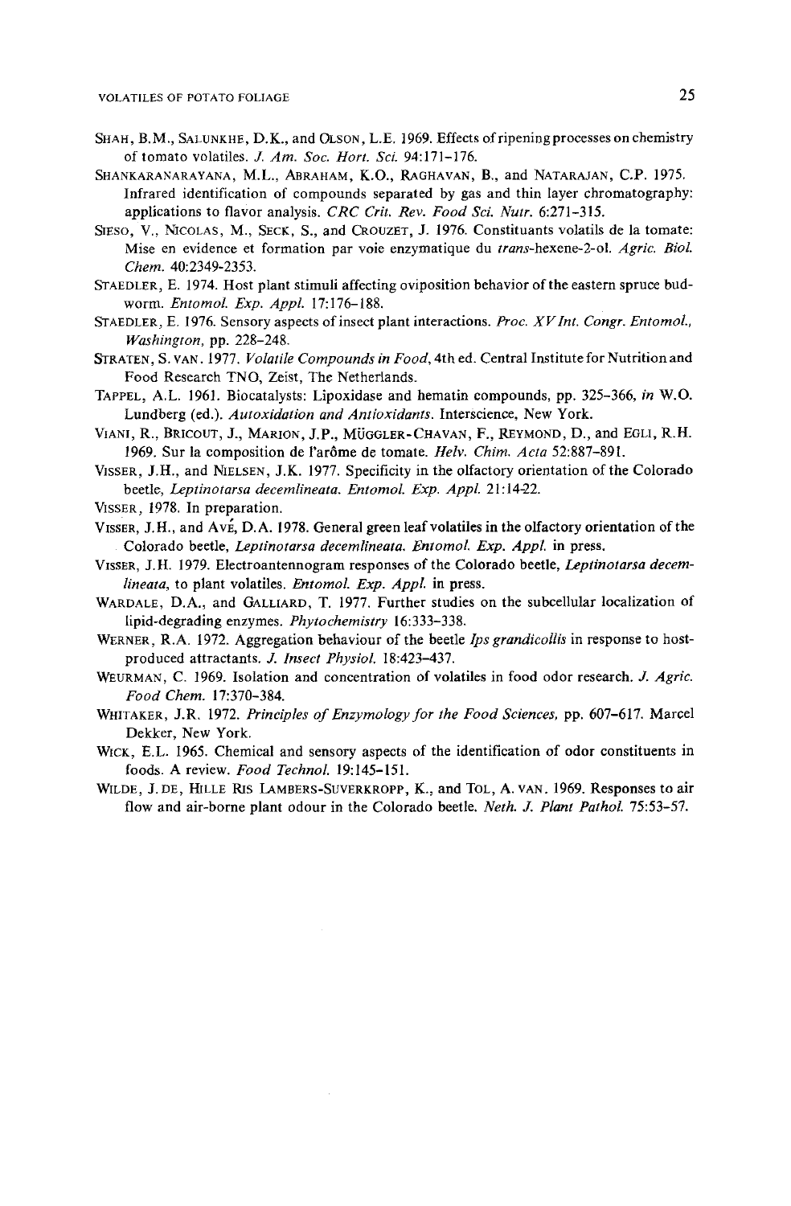SHAH, B.M., SALUNKHE, D.K., and OLSON, L.E. 1969. Effects of ripening processes on chemistry of tomato volatiles. *J. Am. Soc. Hort. Sci.* 94:171–176.

SHANKARANARAYANA, M.L., ABRAHAM, K.O., RAGHAVAN, B., and NATARAJAN, C.P. 1975. Infrared identification of compounds separated by gas and thin layer chromatography: applications to flavor analysis. *CRC Crit. Rev. Food Sci. Nutr.* 6:271–315.

SIESO, V., NICOLAS, M., SECK, S., and CROUZET, J. 1976. Constituants volatils de la tomate: Mise en evidence et formation par voie enzymatique du *trans*-hexene-2-ol. *Agric. Biol. Chem.* 40:2349-2353.

STAEDLER, E. 1974. Host plant stimuli affecting oviposition behavior of the eastern spruce budworm. *Entomol. Exp. Appl.* 17:176–188.

STAEDLER, E. 1976. Sensory aspects of insect plant interactions. *Proc. XV Int. Congr. Entomol., Washington*, pp. 228–248.

STRATEN, S. VAN. 1977. *Volatile Compounds in Food*, 4th ed. Central Institute for Nutrition and Food Research TNO, Zeist, The Netherlands.

TAPPEL, A.L. 1961. Biocatalysts: Lipoxidase and hematin compounds, pp. 325–366, *in* W.O. Lundberg (ed.). *Autoxidation and Antioxidants*. Interscience, New York.

VIANI, R., BRICOUT, J., MARION, J.P., MÜGGLER-CHAVAN, F., REYMOND, D., and EGLI, R.H. 1969. Sur la composition de l'arôme de tomate. *Helv. Chim. Acta* 52:887–891.

VISSER, J.H., and NIELSEN, J.K. 1977. Specificity in the olfactory orientation of the Colorado beetle, *Leptinotarsa decemlineata*. *Entomol. Exp. Appl.* 21:14-22.

VISSER, 1978. In preparation.

VISSER, J.H., and AVÉ, D.A. 1978. General green leaf volatiles in the olfactory orientation of the Colorado beetle, *Leptinotarsa decemlineata*. *Entomol. Exp. Appl.* in press.

VISSER, J.H. 1979. Electroantennogram responses of the Colorado beetle, *Leptinotarsa decemlineata*, to plant volatiles. *Entomol. Exp. Appl.* in press.

WARDALE, D.A., and GALLIARD, T. 1977. Further studies on the subcellular localization of lipid-degrading enzymes. *Phytochemistry* 16:333–338.

WERNER, R.A. 1972. Aggregation behaviour of the beetle *Ips grandicollis* in response to host-produced attractants. *J. Insect Physiol.* 18:423–437.

WEURMAN, C. 1969. Isolation and concentration of volatiles in food odor research. *J. Agric. Food Chem.* 17:370–384.

WHITAKER, J.R. 1972. *Principles of Enzymology for the Food Sciences*, pp. 607–617. Marcel Dekker, New York.

WICK, E.L. 1965. Chemical and sensory aspects of the identification of odor constituents in foods. A review. *Food Technol.* 19:145–151.

WILDE, J. DE, HILLE RIS LAMBERS-SUVERKROPP, K., and TOL, A. VAN. 1969. Responses to air flow and air-borne plant odour in the Colorado beetle. *Neth. J. Plant Pathol.* 75:53–57.